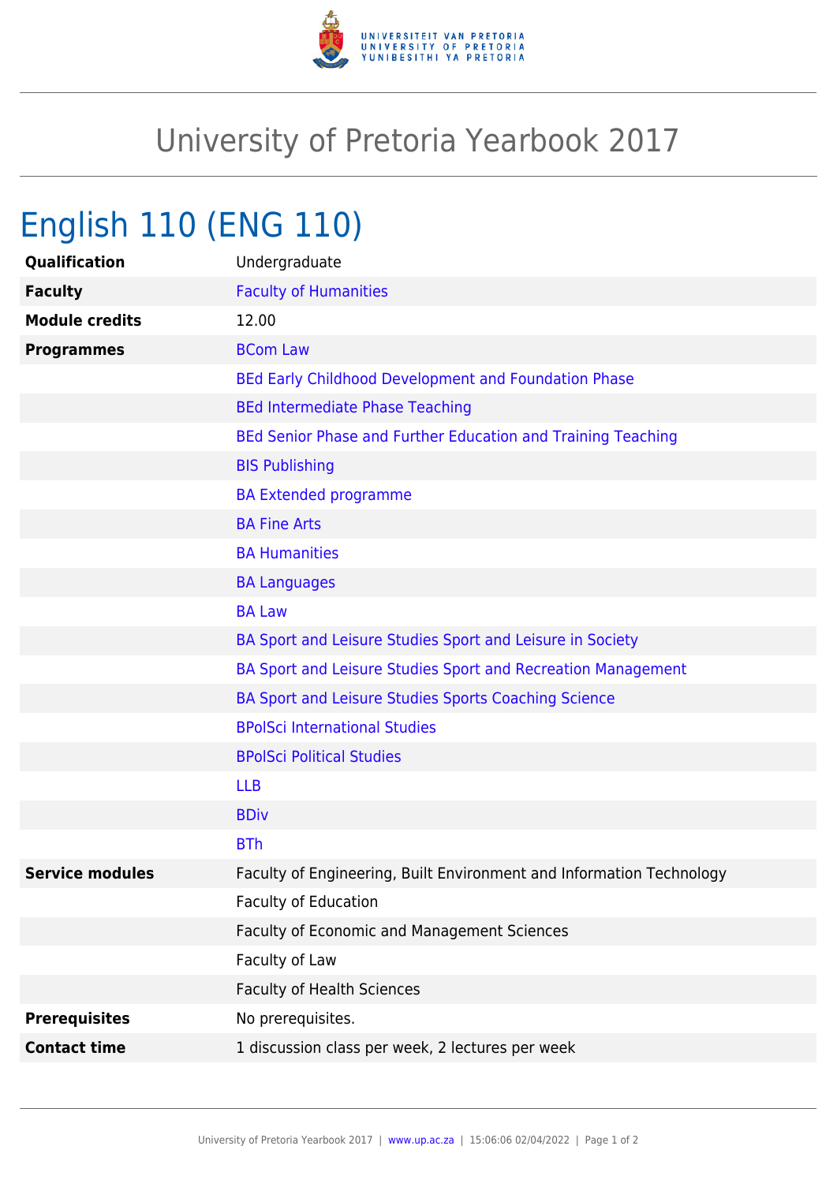# University of Pretoria Yearbook 2017

## English 110 (ENG 110)

| | |
|---|---|
| **Qualification** | Undergraduate |
| **Faculty** | Faculty of Humanities |
| **Module credits** | 12.00 |
| **Programmes** | BCom Law |
| | BEd Early Childhood Development and Foundation Phase |
| | BEd Intermediate Phase Teaching |
| | BEd Senior Phase and Further Education and Training Teaching |
| | BIS Publishing |
| | BA Extended programme |
| | BA Fine Arts |
| | BA Humanities |
| | BA Languages |
| | BA Law |
| | BA Sport and Leisure Studies Sport and Leisure in Society |
| | BA Sport and Leisure Studies Sport and Recreation Management |
| | BA Sport and Leisure Studies Sports Coaching Science |
| | BPolSci International Studies |
| | BPolSci Political Studies |
| | LLB |
| | BDiv |
| | BTh |
| **Service modules** | Faculty of Engineering, Built Environment and Information Technology |
| | Faculty of Education |
| | Faculty of Economic and Management Sciences |
| | Faculty of Law |
| | Faculty of Health Sciences |
| **Prerequisites** | No prerequisites. |
| **Contact time** | 1 discussion class per week, 2 lectures per week |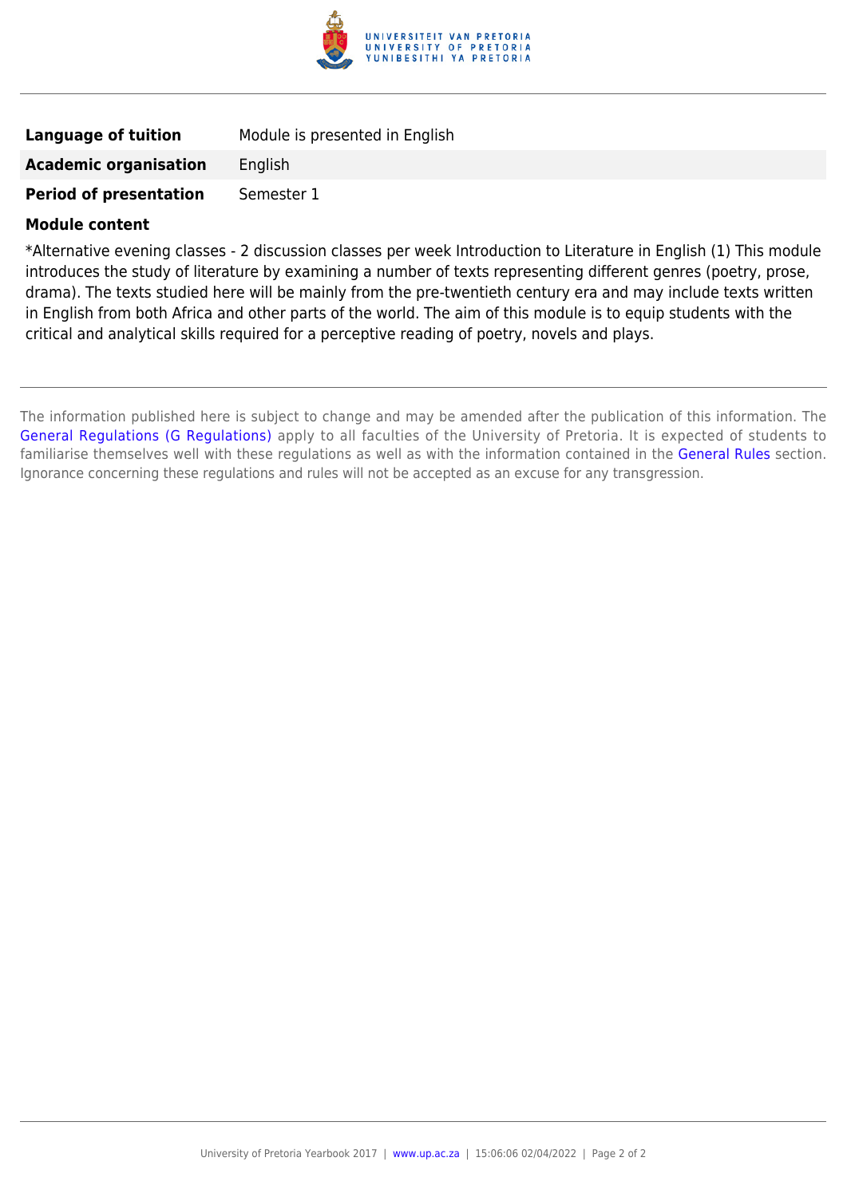| | |
|---|---|
| **Language of tuition** | Module is presented in English |
| **Academic organisation** | English |
| **Period of presentation** | Semester 1 |

**Module content**

*Alternative evening classes - 2 discussion classes per week Introduction to Literature in English (1) This module introduces the study of literature by examining a number of texts representing different genres (poetry, prose, drama). The texts studied here will be mainly from the pre-twentieth century era and may include texts written in English from both Africa and other parts of the world. The aim of this module is to equip students with the critical and analytical skills required for a perceptive reading of poetry, novels and plays.

The information published here is subject to change and may be amended after the publication of this information. The General Regulations (G Regulations) apply to all faculties of the University of Pretoria. It is expected of students to familiarise themselves well with these regulations as well as with the information contained in the General Rules section. Ignorance concerning these regulations and rules will not be accepted as an excuse for any transgression.